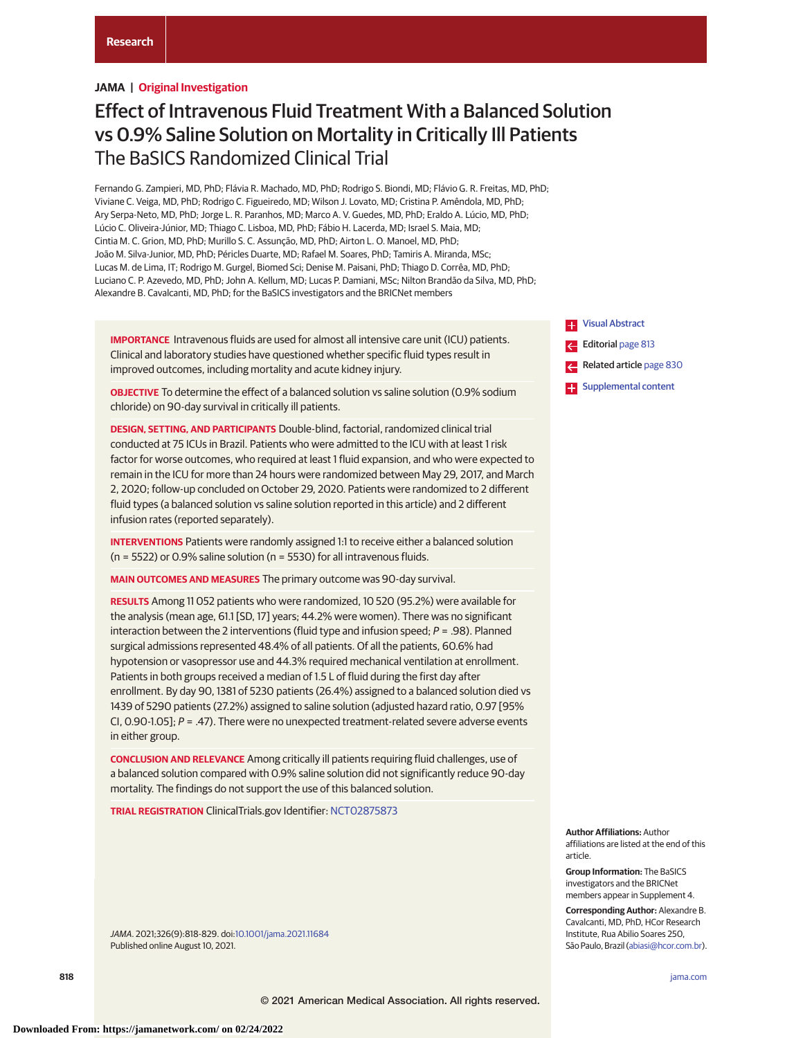Research

**JAMA | Original Investigation**

# Effect of Intravenous Fluid Treatment With a Balanced Solution vs 0.9% Saline Solution on Mortality in Critically Ill Patients
## The BaSICS Randomized Clinical Trial

Fernando G. Zampieri, MD, PhD; Flávia R. Machado, MD, PhD; Rodrigo S. Biondi, MD; Flávio G. R. Freitas, MD, PhD; Viviane C. Veiga, MD, PhD; Rodrigo C. Figueiredo, MD; Wilson J. Lovato, MD; Cristina P. Amêndola, MD, PhD; Ary Serpa-Neto, MD, PhD; Jorge L. R. Paranhos, MD; Marco A. V. Guedes, MD, PhD; Eraldo A. Lúcio, MD, PhD; Lúcio C. Oliveira-Júnior, MD; Thiago C. Lisboa, MD, PhD; Fábio H. Lacerda, MD; Israel S. Maia, MD; Cintia M. C. Grion, MD, PhD; Murillo S. C. Assunção, MD, PhD; Airton L. O. Manoel, MD, PhD; João M. Silva-Junior, MD, PhD; Péricles Duarte, MD; Rafael M. Soares, PhD; Tamiris A. Miranda, MSc; Lucas M. de Lima, IT; Rodrigo M. Gurgel, Biomed Sci; Denise M. Paisani, PhD; Thiago D. Corrêa, MD, PhD; Luciano C. P. Azevedo, MD, PhD; John A. Kellum, MD; Lucas P. Damiani, MSc; Nilton Brandão da Silva, MD, PhD; Alexandre B. Cavalcanti, MD, PhD; for the BaSICS investigators and the BRICNet members

**IMPORTANCE** Intravenous fluids are used for almost all intensive care unit (ICU) patients. Clinical and laboratory studies have questioned whether specific fluid types result in improved outcomes, including mortality and acute kidney injury.

**OBJECTIVE** To determine the effect of a balanced solution vs saline solution (0.9% sodium chloride) on 90-day survival in critically ill patients.

**DESIGN, SETTING, AND PARTICIPANTS** Double-blind, factorial, randomized clinical trial conducted at 75 ICUs in Brazil. Patients who were admitted to the ICU with at least 1 risk factor for worse outcomes, who required at least 1 fluid expansion, and who were expected to remain in the ICU for more than 24 hours were randomized between May 29, 2017, and March 2, 2020; follow-up concluded on October 29, 2020. Patients were randomized to 2 different fluid types (a balanced solution vs saline solution reported in this article) and 2 different infusion rates (reported separately).

**INTERVENTIONS** Patients were randomly assigned 1:1 to receive either a balanced solution (n = 5522) or 0.9% saline solution (n = 5530) for all intravenous fluids.

**MAIN OUTCOMES AND MEASURES** The primary outcome was 90-day survival.

**RESULTS** Among 11 052 patients who were randomized, 10 520 (95.2%) were available for the analysis (mean age, 61.1 [SD, 17] years; 44.2% were women). There was no significant interaction between the 2 interventions (fluid type and infusion speed; *P* = .98). Planned surgical admissions represented 48.4% of all patients. Of all the patients, 60.6% had hypotension or vasopressor use and 44.3% required mechanical ventilation at enrollment. Patients in both groups received a median of 1.5 L of fluid during the first day after enrollment. By day 90, 1381 of 5230 patients (26.4%) assigned to a balanced solution died vs 1439 of 5290 patients (27.2%) assigned to saline solution (adjusted hazard ratio, 0.97 [95% CI, 0.90-1.05]; *P* = .47). There were no unexpected treatment-related severe adverse events in either group.

**CONCLUSION AND RELEVANCE** Among critically ill patients requiring fluid challenges, use of a balanced solution compared with 0.9% saline solution did not significantly reduce 90-day mortality. The findings do not support the use of this balanced solution.

**TRIAL REGISTRATION** ClinicalTrials.gov Identifier: NCT02875873

*JAMA*. 2021;326(9):818-829. doi:10.1001/jama.2021.11684
Published online August 10, 2021.

Visual Abstract

Editorial page 813

Related article page 830

Supplemental content

**Author Affiliations:** Author affiliations are listed at the end of this article.

**Group Information:** The BaSICS investigators and the BRICNet members appear in Supplement 4.

**Corresponding Author:** Alexandre B. Cavalcanti, MD, PhD, HCor Research Institute, Rua Abilio Soares 250, São Paulo, Brazil (abiasi@hcor.com.br).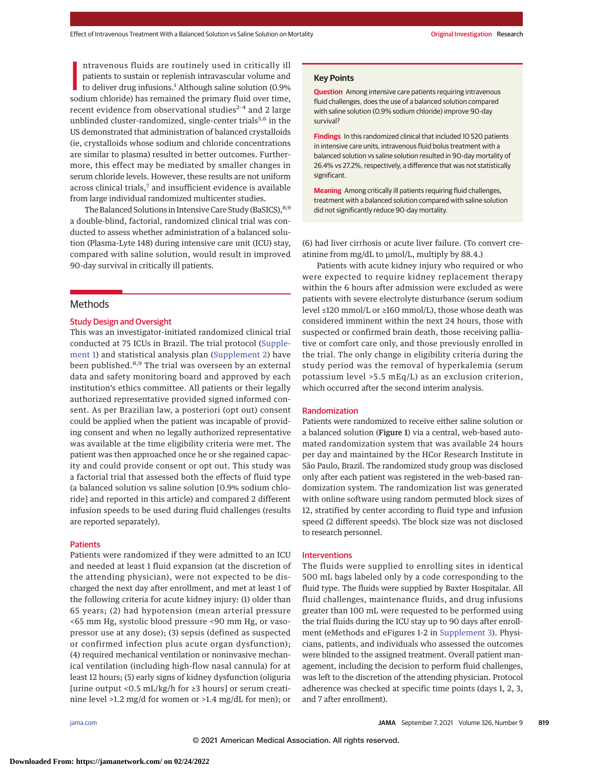Intravenous fluids are routinely used in critically ill patients to sustain or replenish intravascular volume and to deliver drug infusions.[1] Although saline solution (0.9% sodium chloride) has remained the primary fluid over time, recent evidence from observational studies[2-4] and 2 large unblinded cluster-randomized, single-center trials[5,6] in the US demonstrated that administration of balanced crystalloids (ie, crystalloids whose sodium and chloride concentrations are similar to plasma) resulted in better outcomes. Furthermore, this effect may be mediated by smaller changes in serum chloride levels. However, these results are not uniform across clinical trials,[7] and insufficient evidence is available from large individual randomized multicenter studies.

The Balanced Solutions in Intensive Care Study (BaSICS),[8,9] a double-blind, factorial, randomized clinical trial was conducted to assess whether administration of a balanced solution (Plasma-Lyte 148) during intensive care unit (ICU) stay, compared with saline solution, would result in improved 90-day survival in critically ill patients.

## Key Points

**Question** Among intensive care patients requiring intravenous fluid challenges, does the use of a balanced solution compared with saline solution (0.9% sodium chloride) improve 90-day survival?

**Findings** In this randomized clinical that included 10 520 patients in intensive care units, intravenous fluid bolus treatment with a balanced solution vs saline solution resulted in 90-day mortality of 26.4% vs 27.2%, respectively, a difference that was not statistically significant.

**Meaning** Among critically ill patients requiring fluid challenges, treatment with a balanced solution compared with saline solution did not significantly reduce 90-day mortality.

## Methods

### Study Design and Oversight

This was an investigator-initiated randomized clinical trial conducted at 75 ICUs in Brazil. The trial protocol (Supplement 1) and statistical analysis plan (Supplement 2) have been published.[8,9] The trial was overseen by an external data and safety monitoring board and approved by each institution's ethics committee. All patients or their legally authorized representative provided signed informed consent. As per Brazilian law, a posteriori (opt out) consent could be applied when the patient was incapable of providing consent and when no legally authorized representative was available at the time eligibility criteria were met. The patient was then approached once he or she regained capacity and could provide consent or opt out. This study was a factorial trial that assessed both the effects of fluid type (a balanced solution vs saline solution [0.9% sodium chloride] and reported in this article) and compared 2 different infusion speeds to be used during fluid challenges (results are reported separately).

### Patients

Patients were randomized if they were admitted to an ICU and needed at least 1 fluid expansion (at the discretion of the attending physician), were not expected to be discharged the next day after enrollment, and met at least 1 of the following criteria for acute kidney injury: (1) older than 65 years; (2) had hypotension (mean arterial pressure <65 mm Hg, systolic blood pressure <90 mm Hg, or vasopressor use at any dose); (3) sepsis (defined as suspected or confirmed infection plus acute organ dysfunction); (4) required mechanical ventilation or noninvasive mechanical ventilation (including high-flow nasal cannula) for at least 12 hours; (5) early signs of kidney dysfunction (oliguria [urine output <0.5 mL/kg/h for ≥3 hours] or serum creatinine level >1.2 mg/d for women or >1.4 mg/dL for men); or (6) had liver cirrhosis or acute liver failure. (To convert creatinine from mg/dL to μmol/L, multiply by 88.4.)

Patients with acute kidney injury who required or who were expected to require kidney replacement therapy within the 6 hours after admission were excluded as were patients with severe electrolyte disturbance (serum sodium level ≤120 mmol/L or ≥160 mmol/L), those whose death was considered imminent within the next 24 hours, those with suspected or confirmed brain death, those receiving palliative or comfort care only, and those previously enrolled in the trial. The only change in eligibility criteria during the study period was the removal of hyperkalemia (serum potassium level >5.5 mEq/L) as an exclusion criterion, which occurred after the second interim analysis.

### Randomization

Patients were randomized to receive either saline solution or a balanced solution (**Figure 1**) via a central, web-based automated randomization system that was available 24 hours per day and maintained by the HCor Research Institute in São Paulo, Brazil. The randomized study group was disclosed only after each patient was registered in the web-based randomization system. The randomization list was generated with online software using random permuted block sizes of 12, stratified by center according to fluid type and infusion speed (2 different speeds). The block size was not disclosed to research personnel.

### Interventions

The fluids were supplied to enrolling sites in identical 500 mL bags labeled only by a code corresponding to the fluid type. The fluids were supplied by Baxter Hospitalar. All fluid challenges, maintenance fluids, and drug infusions greater than 100 mL were requested to be performed using the trial fluids during the ICU stay up to 90 days after enrollment (eMethods and eFigures 1-2 in Supplement 3). Physicians, patients, and individuals who assessed the outcomes were blinded to the assigned treatment. Overall patient management, including the decision to perform fluid challenges, was left to the discretion of the attending physician. Protocol adherence was checked at specific time points (days 1, 2, 3, and 7 after enrollment).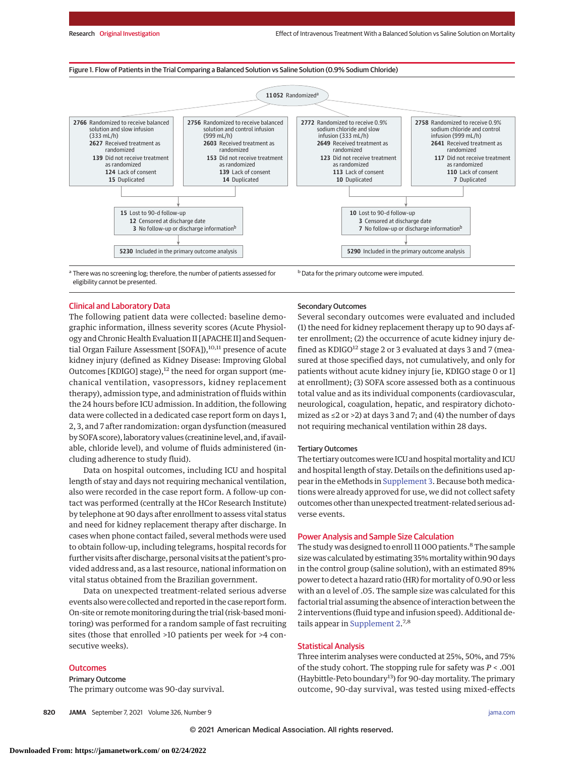Figure 1. Flow of Patients in the Trial Comparing a Balanced Solution vs Saline Solution (0.9% Sodium Chloride)

11 052 Randomized[a]

| 2766 Randomized to receive balanced solution and slow infusion (333 mL/h) | 2756 Randomized to receive balanced solution and control infusion (999 mL/h) | 2772 Randomized to receive 0.9% sodium chloride and slow infusion (333 mL/h) | 2758 Randomized to receive 0.9% sodium chloride and control infusion (999 mL/h) |
|---|---|---|---|
| 2627 Received treatment as randomized | 2603 Received treatment as randomized | 2649 Received treatment as randomized | 2641 Received treatment as randomized |
| 139 Did not receive treatment as randomized | 153 Did not receive treatment as randomized | 123 Did not receive treatment as randomized | 117 Did not receive treatment as randomized |
| 124 Lack of consent | 139 Lack of consent | 113 Lack of consent | 110 Lack of consent |
| 15 Duplicated | 14 Duplicated | 10 Duplicated | 7 Duplicated |

Balanced solution groups:
- 15 Lost to 90-d follow-up
  - 12 Censored at discharge date
  - 3 No follow-up or discharge information[b]
- 5230 Included in the primary outcome analysis

Saline solution groups:
- 10 Lost to 90-d follow-up
  - 3 Censored at discharge date
  - 7 No follow-up or discharge information[b]
- 5290 Included in the primary outcome analysis

[a] There was no screening log; therefore, the number of patients assessed for eligibility cannot be presented.

[b] Data for the primary outcome were imputed.

## Clinical and Laboratory Data

The following patient data were collected: baseline demographic information, illness severity scores (Acute Physiology and Chronic Health Evaluation II [APACHE II] and Sequential Organ Failure Assessment [SOFA]),[10,11] presence of acute kidney injury (defined as Kidney Disease: Improving Global Outcomes [KDIGO] stage),[12] the need for organ support (mechanical ventilation, vasopressors, kidney replacement therapy), admission type, and administration of fluids within the 24 hours before ICU admission. In addition, the following data were collected in a dedicated case report form on days 1, 2, 3, and 7 after randomization: organ dysfunction (measured by SOFA score), laboratory values (creatinine level, and, if available, chloride level), and volume of fluids administered (including adherence to study fluid).

Data on hospital outcomes, including ICU and hospital length of stay and days not requiring mechanical ventilation, also were recorded in the case report form. A follow-up contact was performed (centrally at the HCor Research Institute) by telephone at 90 days after enrollment to assess vital status and need for kidney replacement therapy after discharge. In cases when phone contact failed, several methods were used to obtain follow-up, including telegrams, hospital records for further visits after discharge, personal visits at the patient's provided address and, as a last resource, national information on vital status obtained from the Brazilian government.

Data on unexpected treatment-related serious adverse events also were collected and reported in the case report form. On-site or remote monitoring during the trial (risk-based monitoring) was performed for a random sample of fast recruiting sites (those that enrolled >10 patients per week for >4 consecutive weeks).

## Outcomes

### Primary Outcome

The primary outcome was 90-day survival.

### Secondary Outcomes

Several secondary outcomes were evaluated and included (1) the need for kidney replacement therapy up to 90 days after enrollment; (2) the occurrence of acute kidney injury defined as KDIGO[12] stage 2 or 3 evaluated at days 3 and 7 (measured at those specified days, not cumulatively, and only for patients without acute kidney injury [ie, KDIGO stage 0 or 1] at enrollment); (3) SOFA score assessed both as a continuous total value and as its individual components (cardiovascular, neurological, coagulation, hepatic, and respiratory dichotomized as ≤2 or >2) at days 3 and 7; and (4) the number of days not requiring mechanical ventilation within 28 days.

### Tertiary Outcomes

The tertiary outcomes were ICU and hospital mortality and ICU and hospital length of stay. Details on the definitions used appear in the eMethods in Supplement 3. Because both medications were already approved for use, we did not collect safety outcomes other than unexpected treatment-related serious adverse events.

## Power Analysis and Sample Size Calculation

The study was designed to enroll 11 000 patients.[8] The sample size was calculated by estimating 35% mortality within 90 days in the control group (saline solution), with an estimated 89% power to detect a hazard ratio (HR) for mortality of 0.90 or less with an α level of .05. The sample size was calculated for this factorial trial assuming the absence of interaction between the 2 interventions (fluid type and infusion speed). Additional details appear in Supplement 2.[7,8]

## Statistical Analysis

Three interim analyses were conducted at 25%, 50%, and 75% of the study cohort. The stopping rule for safety was $P < .001$ (Haybittle-Peto boundary[13]) for 90-day mortality. The primary outcome, 90-day survival, was tested using mixed-effects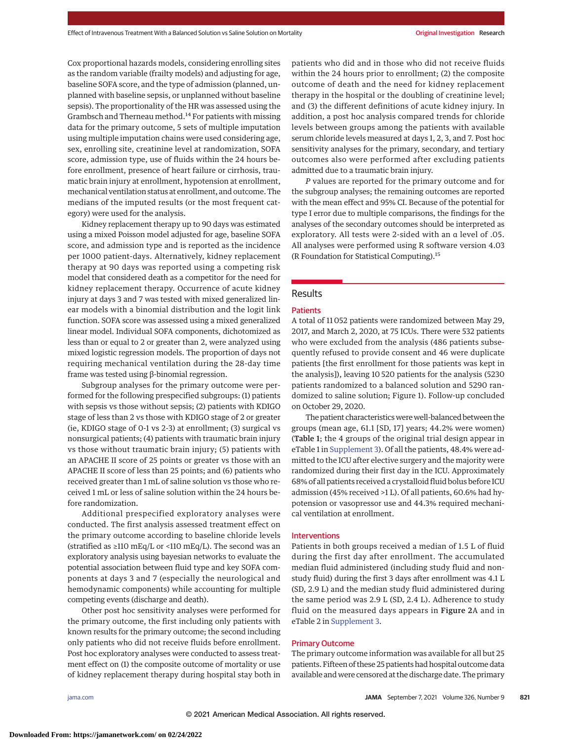Cox proportional hazards models, considering enrolling sites as the random variable (frailty models) and adjusting for age, baseline SOFA score, and the type of admission (planned, unplanned with baseline sepsis, or unplanned without baseline sepsis). The proportionality of the HR was assessed using the Grambsch and Therneau method.[14] For patients with missing data for the primary outcome, 5 sets of multiple imputation using multiple imputation chains were used considering age, sex, enrolling site, creatinine level at randomization, SOFA score, admission type, use of fluids within the 24 hours before enrollment, presence of heart failure or cirrhosis, traumatic brain injury at enrollment, hypotension at enrollment, mechanical ventilation status at enrollment, and outcome. The medians of the imputed results (or the most frequent category) were used for the analysis.

Kidney replacement therapy up to 90 days was estimated using a mixed Poisson model adjusted for age, baseline SOFA score, and admission type and is reported as the incidence per 1000 patient-days. Alternatively, kidney replacement therapy at 90 days was reported using a competing risk model that considered death as a competitor for the need for kidney replacement therapy. Occurrence of acute kidney injury at days 3 and 7 was tested with mixed generalized linear models with a binomial distribution and the logit link function. SOFA score was assessed using a mixed generalized linear model. Individual SOFA components, dichotomized as less than or equal to 2 or greater than 2, were analyzed using mixed logistic regression models. The proportion of days not requiring mechanical ventilation during the 28-day time frame was tested using β-binomial regression.

Subgroup analyses for the primary outcome were performed for the following prespecified subgroups: (1) patients with sepsis vs those without sepsis; (2) patients with KDIGO stage of less than 2 vs those with KDIGO stage of 2 or greater (ie, KDIGO stage of 0-1 vs 2-3) at enrollment; (3) surgical vs nonsurgical patients; (4) patients with traumatic brain injury vs those without traumatic brain injury; (5) patients with an APACHE II score of 25 points or greater vs those with an APACHE II score of less than 25 points; and (6) patients who received greater than 1 mL of saline solution vs those who received 1 mL or less of saline solution within the 24 hours before randomization.

Additional prespecified exploratory analyses were conducted. The first analysis assessed treatment effect on the primary outcome according to baseline chloride levels (stratified as ≥110 mEq/L or <110 mEq/L). The second was an exploratory analysis using bayesian networks to evaluate the potential association between fluid type and key SOFA components at days 3 and 7 (especially the neurological and hemodynamic components) while accounting for multiple competing events (discharge and death).

Other post hoc sensitivity analyses were performed for the primary outcome, the first including only patients with known results for the primary outcome; the second including only patients who did not receive fluids before enrollment. Post hoc exploratory analyses were conducted to assess treatment effect on (1) the composite outcome of mortality or use of kidney replacement therapy during hospital stay both in patients who did and in those who did not receive fluids within the 24 hours prior to enrollment; (2) the composite outcome of death and the need for kidney replacement therapy in the hospital or the doubling of creatinine level; and (3) the different definitions of acute kidney injury. In addition, a post hoc analysis compared trends for chloride levels between groups among the patients with available serum chloride levels measured at days 1, 2, 3, and 7. Post hoc sensitivity analyses for the primary, secondary, and tertiary outcomes also were performed after excluding patients admitted due to a traumatic brain injury.

*P* values are reported for the primary outcome and for the subgroup analyses; the remaining outcomes are reported with the mean effect and 95% CI. Because of the potential for type I error due to multiple comparisons, the findings for the analyses of the secondary outcomes should be interpreted as exploratory. All tests were 2-sided with an α level of .05. All analyses were performed using R software version 4.03 (R Foundation for Statistical Computing).[15]

## Results

### Patients

A total of 11 052 patients were randomized between May 29, 2017, and March 2, 2020, at 75 ICUs. There were 532 patients who were excluded from the analysis (486 patients subsequently refused to provide consent and 46 were duplicate patients [the first enrollment for those patients was kept in the analysis]), leaving 10 520 patients for the analysis (5230 patients randomized to a balanced solution and 5290 randomized to saline solution; Figure 1). Follow-up concluded on October 29, 2020.

The patient characteristics were well-balanced between the groups (mean age, 61.1 [SD, 17] years; 44.2% were women) (**Table 1**; the 4 groups of the original trial design appear in eTable 1 in Supplement 3). Of all the patients, 48.4% were admitted to the ICU after elective surgery and the majority were randomized during their first day in the ICU. Approximately 68% of all patients received a crystalloid fluid bolus before ICU admission (45% received >1 L). Of all patients, 60.6% had hypotension or vasopressor use and 44.3% required mechanical ventilation at enrollment.

### Interventions

Patients in both groups received a median of 1.5 L of fluid during the first day after enrollment. The accumulated median fluid administered (including study fluid and nonstudy fluid) during the first 3 days after enrollment was 4.1 L (SD, 2.9 L) and the median study fluid administered during the same period was 2.9 L (SD, 2.4 L). Adherence to study fluid on the measured days appears in **Figure 2**A and in eTable 2 in Supplement 3.

### Primary Outcome

The primary outcome information was available for all but 25 patients. Fifteen of these 25 patients had hospital outcome data available and were censored at the discharge date. The primary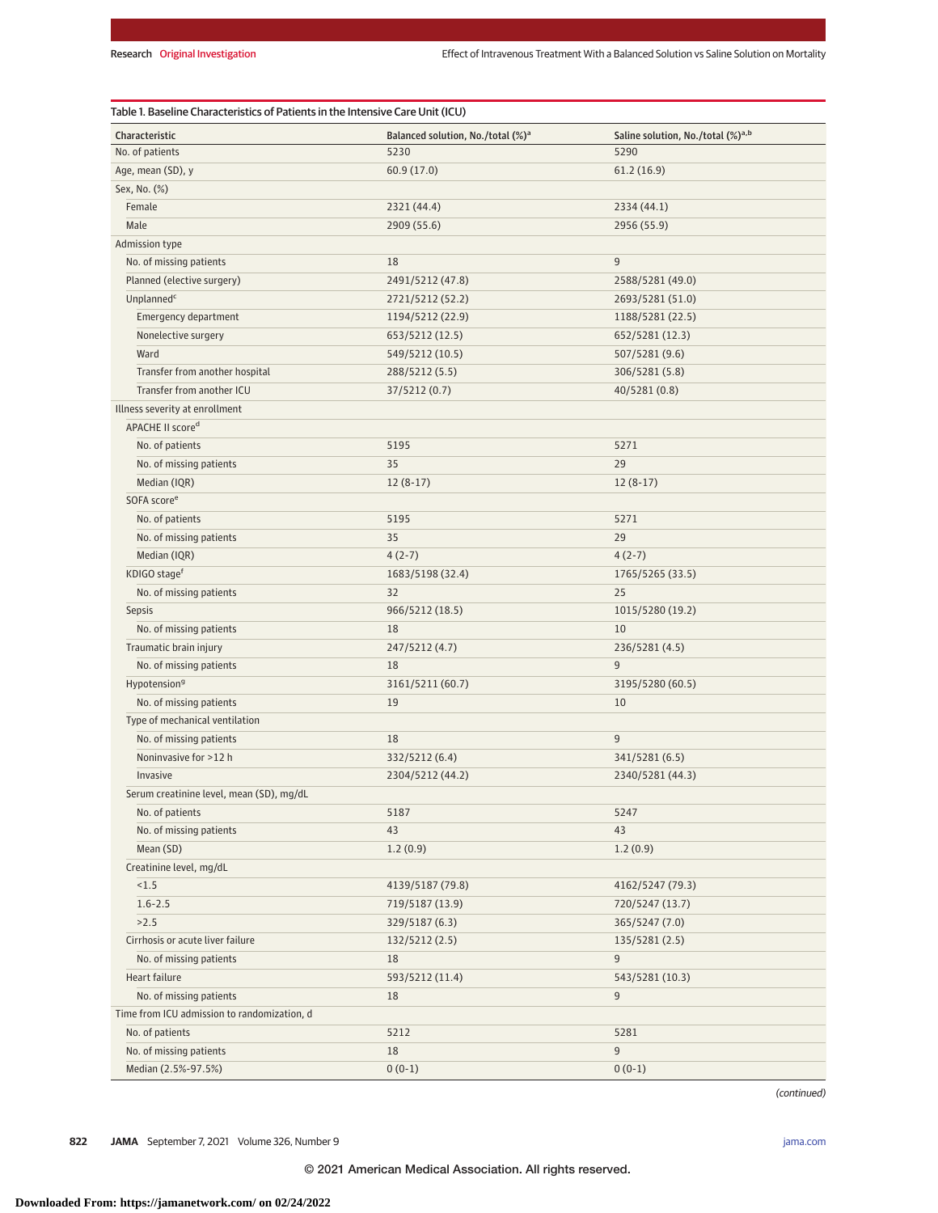Table 1. Baseline Characteristics of Patients in the Intensive Care Unit (ICU)

| Characteristic | Balanced solution, No./total (%)[a] | Saline solution, No./total (%)[a,b] |
|---|---|---|
| No. of patients | 5230 | 5290 |
| Age, mean (SD), y | 60.9 (17.0) | 61.2 (16.9) |
| Sex, No. (%) | | |
| Female | 2321 (44.4) | 2334 (44.1) |
| Male | 2909 (55.6) | 2956 (55.9) |
| Admission type | | |
| No. of missing patients | 18 | 9 |
| Planned (elective surgery) | 2491/5212 (47.8) | 2588/5281 (49.0) |
| Unplanned[c] | 2721/5212 (52.2) | 2693/5281 (51.0) |
| Emergency department | 1194/5212 (22.9) | 1188/5281 (22.5) |
| Nonelective surgery | 653/5212 (12.5) | 652/5281 (12.3) |
| Ward | 549/5212 (10.5) | 507/5281 (9.6) |
| Transfer from another hospital | 288/5212 (5.5) | 306/5281 (5.8) |
| Transfer from another ICU | 37/5212 (0.7) | 40/5281 (0.8) |
| Illness severity at enrollment | | |
| APACHE II score[d] | | |
| No. of patients | 5195 | 5271 |
| No. of missing patients | 35 | 29 |
| Median (IQR) | 12 (8-17) | 12 (8-17) |
| SOFA score[e] | | |
| No. of patients | 5195 | 5271 |
| No. of missing patients | 35 | 29 |
| Median (IQR) | 4 (2-7) | 4 (2-7) |
| KDIGO stage[f] | 1683/5198 (32.4) | 1765/5265 (33.5) |
| No. of missing patients | 32 | 25 |
| Sepsis | 966/5212 (18.5) | 1015/5280 (19.2) |
| No. of missing patients | 18 | 10 |
| Traumatic brain injury | 247/5212 (4.7) | 236/5281 (4.5) |
| No. of missing patients | 18 | 9 |
| Hypotension[g] | 3161/5211 (60.7) | 3195/5280 (60.5) |
| No. of missing patients | 19 | 10 |
| Type of mechanical ventilation | | |
| No. of missing patients | 18 | 9 |
| Noninvasive for >12 h | 332/5212 (6.4) | 341/5281 (6.5) |
| Invasive | 2304/5212 (44.2) | 2340/5281 (44.3) |
| Serum creatinine level, mean (SD), mg/dL | | |
| No. of patients | 5187 | 5247 |
| No. of missing patients | 43 | 43 |
| Mean (SD) | 1.2 (0.9) | 1.2 (0.9) |
| Creatinine level, mg/dL | | |
| <1.5 | 4139/5187 (79.8) | 4162/5247 (79.3) |
| 1.6-2.5 | 719/5187 (13.9) | 720/5247 (13.7) |
| >2.5 | 329/5187 (6.3) | 365/5247 (7.0) |
| Cirrhosis or acute liver failure | 132/5212 (2.5) | 135/5281 (2.5) |
| No. of missing patients | 18 | 9 |
| Heart failure | 593/5212 (11.4) | 543/5281 (10.3) |
| No. of missing patients | 18 | 9 |
| Time from ICU admission to randomization, d | | |
| No. of patients | 5212 | 5281 |
| No. of missing patients | 18 | 9 |
| Median (2.5%-97.5%) | 0 (0-1) | 0 (0-1) |

*(continued)*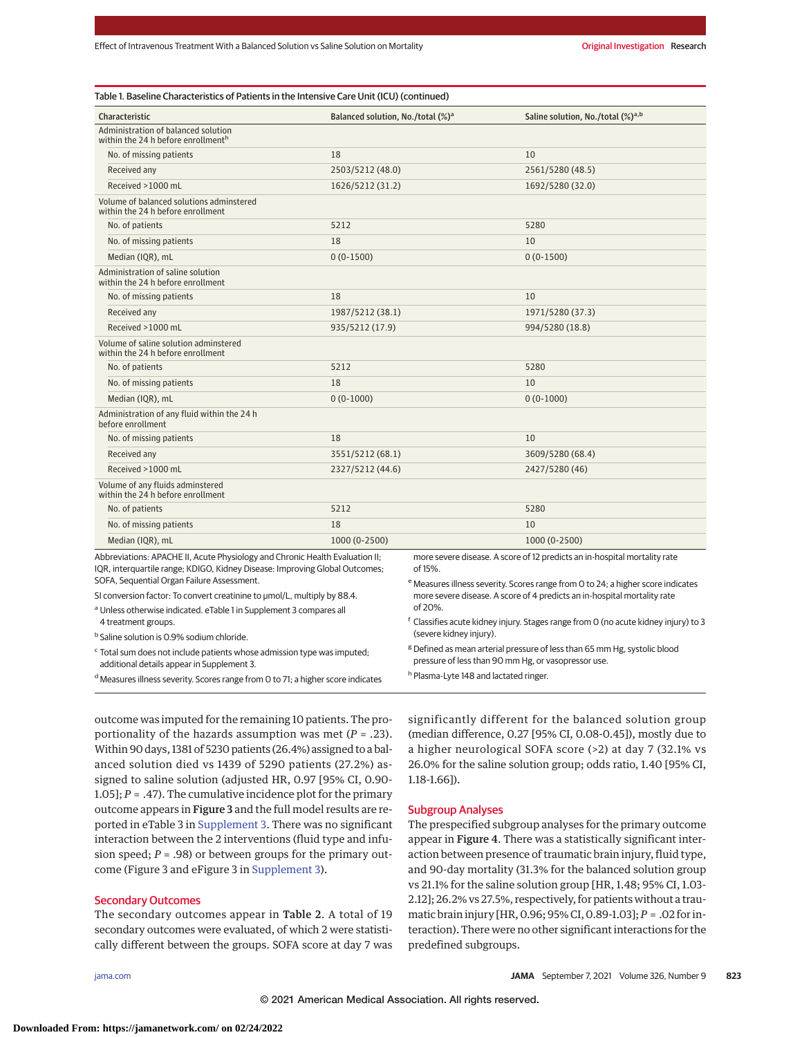Table 1. Baseline Characteristics of Patients in the Intensive Care Unit (ICU) (continued)

| Characteristic | Balanced solution, No./total (%)[a] | Saline solution, No./total (%)[a,b] |
|---|---|---|
| Administration of balanced solution within the 24 h before enrollment[h] | | |
| No. of missing patients | 18 | 10 |
| Received any | 2503/5212 (48.0) | 2561/5280 (48.5) |
| Received >1000 mL | 1626/5212 (31.2) | 1692/5280 (32.0) |
| Volume of balanced solutions adminstered within the 24 h before enrollment | | |
| No. of patients | 5212 | 5280 |
| No. of missing patients | 18 | 10 |
| Median (IQR), mL | 0 (0-1500) | 0 (0-1500) |
| Administration of saline solution within the 24 h before enrollment | | |
| No. of missing patients | 18 | 10 |
| Received any | 1987/5212 (38.1) | 1971/5280 (37.3) |
| Received >1000 mL | 935/5212 (17.9) | 994/5280 (18.8) |
| Volume of saline solution adminstered within the 24 h before enrollment | | |
| No. of patients | 5212 | 5280 |
| No. of missing patients | 18 | 10 |
| Median (IQR), mL | 0 (0-1000) | 0 (0-1000) |
| Administration of any fluid within the 24 h before enrollment | | |
| No. of missing patients | 18 | 10 |
| Received any | 3551/5212 (68.1) | 3609/5280 (68.4) |
| Received >1000 mL | 2327/5212 (44.6) | 2427/5280 (46) |
| Volume of any fluids adminstered within the 24 h before enrollment | | |
| No. of patients | 5212 | 5280 |
| No. of missing patients | 18 | 10 |
| Median (IQR), mL | 1000 (0-2500) | 1000 (0-2500) |

Abbreviations: APACHE II, Acute Physiology and Chronic Health Evaluation II; IQR, interquartile range; KDIGO, Kidney Disease: Improving Global Outcomes; SOFA, Sequential Organ Failure Assessment.

SI conversion factor: To convert creatinine to μmol/L, multiply by 88.4.

[a] Unless otherwise indicated. eTable 1 in Supplement 3 compares all 4 treatment groups.

[b] Saline solution is 0.9% sodium chloride.

[c] Total sum does not include patients whose admission type was imputed; additional details appear in Supplement 3.

[d] Measures illness severity. Scores range from 0 to 71; a higher score indicates more severe disease. A score of 12 predicts an in-hospital mortality rate of 15%.

[e] Measures illness severity. Scores range from 0 to 24; a higher score indicates more severe disease. A score of 4 predicts an in-hospital mortality rate of 20%.

[f] Classifies acute kidney injury. Stages range from 0 (no acute kidney injury) to 3 (severe kidney injury).

[g] Defined as mean arterial pressure of less than 65 mm Hg, systolic blood pressure of less than 90 mm Hg, or vasopressor use.

[h] Plasma-Lyte 148 and lactated ringer.

outcome was imputed for the remaining 10 patients. The proportionality of the hazards assumption was met ($P$ = .23). Within 90 days, 1381 of 5230 patients (26.4%) assigned to a balanced solution died vs 1439 of 5290 patients (27.2%) assigned to saline solution (adjusted HR, 0.97 [95% CI, 0.90-1.05]; $P$ = .47). The cumulative incidence plot for the primary outcome appears in **Figure 3** and the full model results are reported in eTable 3 in Supplement 3. There was no significant interaction between the 2 interventions (fluid type and infusion speed; $P$ = .98) or between groups for the primary outcome (Figure 3 and eFigure 3 in Supplement 3).

## Secondary Outcomes

The secondary outcomes appear in **Table 2**. A total of 19 secondary outcomes were evaluated, of which 2 were statistically different between the groups. SOFA score at day 7 was significantly different for the balanced solution group (median difference, 0.27 [95% CI, 0.08-0.45]), mostly due to a higher neurological SOFA score (>2) at day 7 (32.1% vs 26.0% for the saline solution group; odds ratio, 1.40 [95% CI, 1.18-1.66]).

## Subgroup Analyses

The prespecified subgroup analyses for the primary outcome appear in **Figure 4**. There was a statistically significant interaction between presence of traumatic brain injury, fluid type, and 90-day mortality (31.3% for the balanced solution group vs 21.1% for the saline solution group [HR, 1.48; 95% CI, 1.03-2.12]; 26.2% vs 27.5%, respectively, for patients without a traumatic brain injury [HR, 0.96; 95% CI, 0.89-1.03]; $P$ = .02 for interaction). There were no other significant interactions for the predefined subgroups.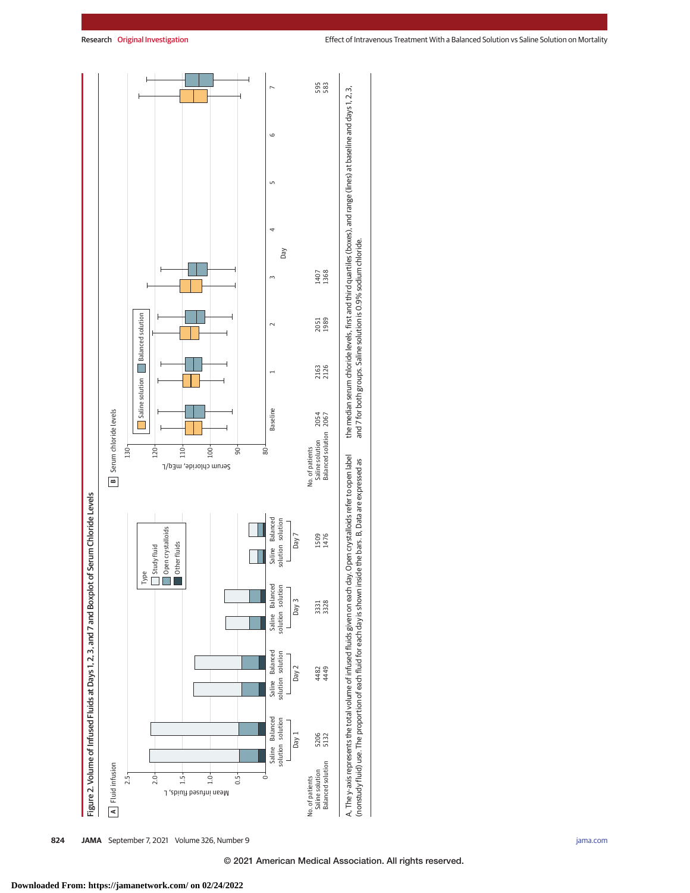**Figure 2. Volume of Infused Fluids at Days 1, 2, 3, and 7 and Boxplot of Serum Chloride Levels**

A Fluid infusion

| | Day 1 | Day 2 | Day 3 | Day 7 |
|---|---|---|---|---|
| No. of patients | | | | |
| Saline solution | 5206 | 4482 | 3331 | 1509 |
| Balanced solution | 5132 | 4449 | 3328 | 1476 |

B Serum chloride levels

| | Baseline | 1 | 2 | 3 | 7 |
|---|---|---|---|---|---|
| No. of patients | | | | | |
| Saline solution | 2054 | 2163 | 2051 | 1407 | 595 |
| Balanced solution | 2067 | 2126 | 1989 | 1368 | 583 |

A, The y-axis represents the total volume of infused fluids given on each day. Open crystalloids refer to open label (nonstudy fluid) use. The proportion of each fluid for each day is shown inside the bars. B, Data are expressed as the median serum chloride levels, first and third quartiles (boxes), and range (lines) at baseline and days 1, 2, 3, and 7 for both groups. Saline solution is 0.9% sodium chloride.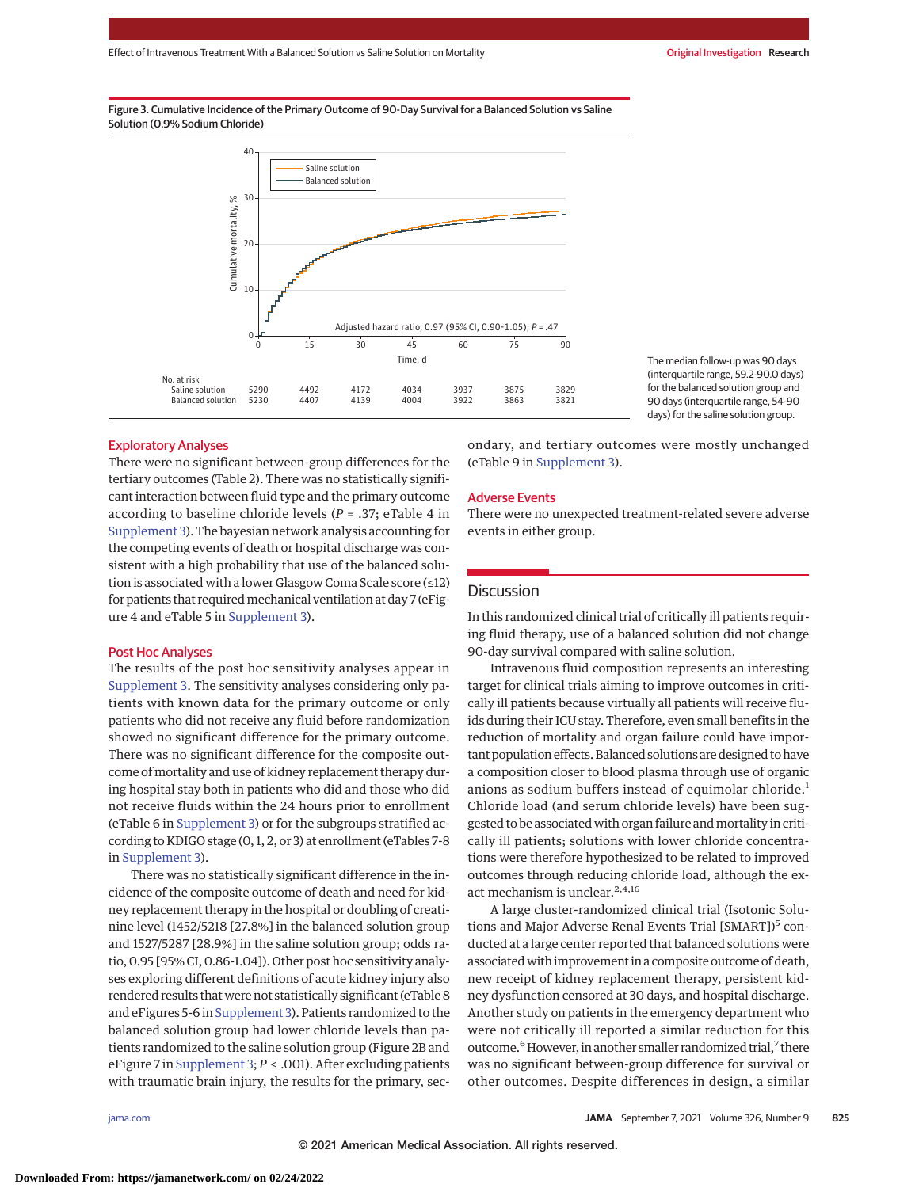Figure 3. Cumulative Incidence of the Primary Outcome of 90-Day Survival for a Balanced Solution vs Saline Solution (0.9% Sodium Chloride)

Adjusted hazard ratio, 0.97 (95% CI, 0.90-1.05); $P = .47$

| No. at risk | 0 | 15 | 30 | 45 | 60 | 75 | 90 |
|---|---|---|---|---|---|---|---|
| Saline solution | 5290 | 4492 | 4172 | 4034 | 3937 | 3875 | 3829 |
| Balanced solution | 5230 | 4407 | 4139 | 4004 | 3922 | 3863 | 3821 |

The median follow-up was 90 days (interquartile range, 59.2-90.0 days) for the balanced solution group and 90 days (interquartile range, 54-90 days) for the saline solution group.

### Exploratory Analyses

There were no significant between-group differences for the tertiary outcomes (Table 2). There was no statistically significant interaction between fluid type and the primary outcome according to baseline chloride levels ($P = .37$; eTable 4 in Supplement 3). The bayesian network analysis accounting for the competing events of death or hospital discharge was consistent with a high probability that use of the balanced solution is associated with a lower Glasgow Coma Scale score (≤12) for patients that required mechanical ventilation at day 7 (eFigure 4 and eTable 5 in Supplement 3).

### Post Hoc Analyses

The results of the post hoc sensitivity analyses appear in Supplement 3. The sensitivity analyses considering only patients with known data for the primary outcome or only patients who did not receive any fluid before randomization showed no significant difference for the primary outcome. There was no significant difference for the composite outcome of mortality and use of kidney replacement therapy during hospital stay both in patients who did and those who did not receive fluids within the 24 hours prior to enrollment (eTable 6 in Supplement 3) or for the subgroups stratified according to KDIGO stage (0, 1, 2, or 3) at enrollment (eTables 7-8 in Supplement 3).

There was no statistically significant difference in the incidence of the composite outcome of death and need for kidney replacement therapy in the hospital or doubling of creatinine level (1452/5218 [27.8%] in the balanced solution group and 1527/5287 [28.9%] in the saline solution group; odds ratio, 0.95 [95% CI, 0.86-1.04]). Other post hoc sensitivity analyses exploring different definitions of acute kidney injury also rendered results that were not statistically significant (eTable 8 and eFigures 5-6 in Supplement 3). Patients randomized to the balanced solution group had lower chloride levels than patients randomized to the saline solution group (Figure 2B and eFigure 7 in Supplement 3; $P < .001$). After excluding patients with traumatic brain injury, the results for the primary, secondary, and tertiary outcomes were mostly unchanged (eTable 9 in Supplement 3).

### Adverse Events

There were no unexpected treatment-related severe adverse events in either group.

## Discussion

In this randomized clinical trial of critically ill patients requiring fluid therapy, use of a balanced solution did not change 90-day survival compared with saline solution.

Intravenous fluid composition represents an interesting target for clinical trials aiming to improve outcomes in critically ill patients because virtually all patients will receive fluids during their ICU stay. Therefore, even small benefits in the reduction of mortality and organ failure could have important population effects. Balanced solutions are designed to have a composition closer to blood plasma through use of organic anions as sodium buffers instead of equimolar chloride.[1] Chloride load (and serum chloride levels) have been suggested to be associated with organ failure and mortality in critically ill patients; solutions with lower chloride concentrations were therefore hypothesized to be related to improved outcomes through reducing chloride load, although the exact mechanism is unclear.[2,4,16]

A large cluster-randomized clinical trial (Isotonic Solutions and Major Adverse Renal Events Trial [SMART])[5] conducted at a large center reported that balanced solutions were associated with improvement in a composite outcome of death, new receipt of kidney replacement therapy, persistent kidney dysfunction censored at 30 days, and hospital discharge. Another study on patients in the emergency department who were not critically ill reported a similar reduction for this outcome.[6] However, in another smaller randomized trial,[7] there was no significant between-group difference for survival or other outcomes. Despite differences in design, a similar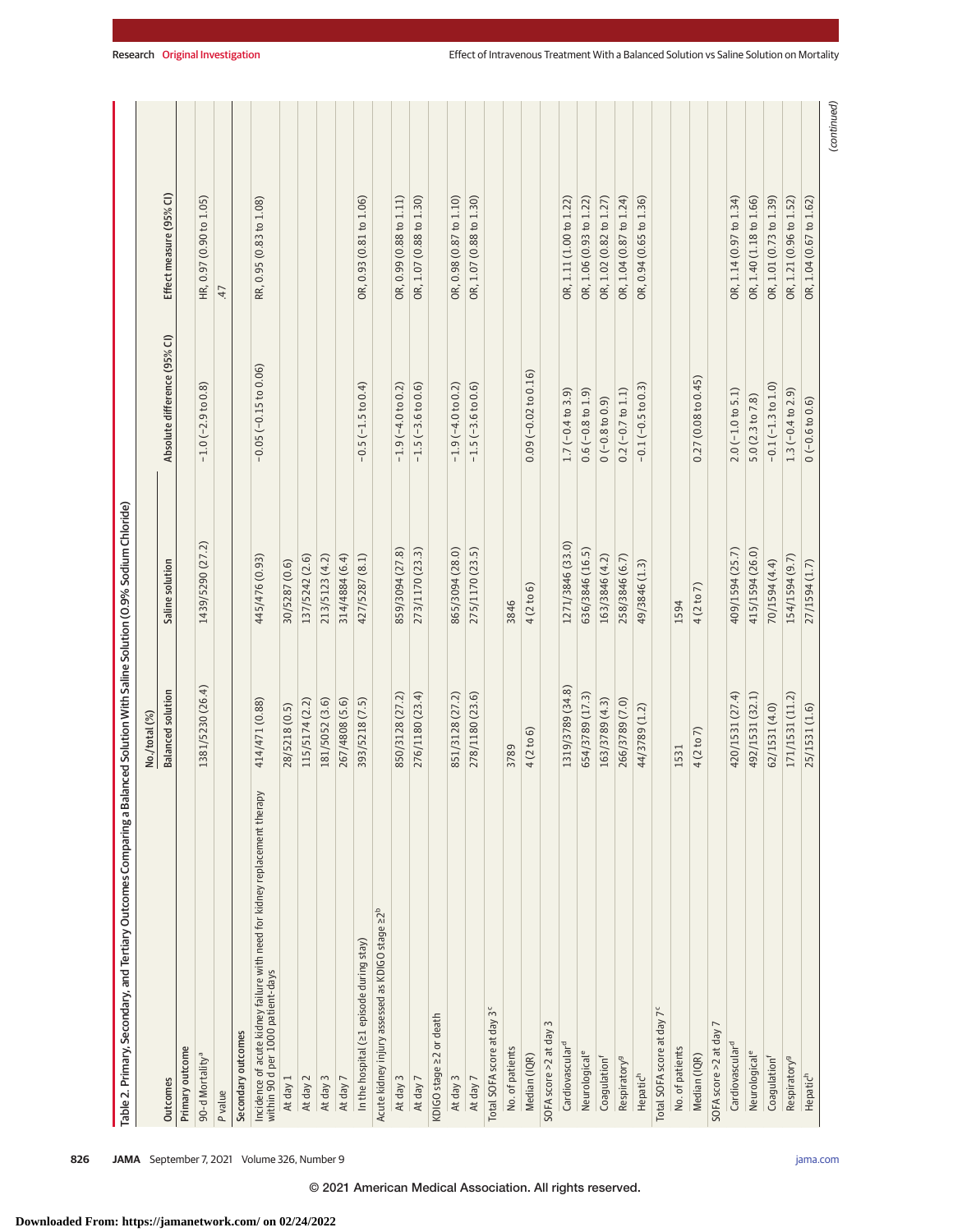Table 2. Primary, Secondary, and Tertiary Outcomes Comparing a Balanced Solution With Saline Solution (0.9% Sodium Chloride)

| Outcomes | No./total (%) | | Absolute difference (95% CI) | Effect measure (95% CI) |
|---|---|---|---|---|
| | Balanced solution | Saline solution | | |
| **Primary outcome** | | | | |
| 90-d Mortality[a] | 1381/5230 (26.4) | 1439/5290 (27.2) | −1.0 (−2.9 to 0.8) | HR, 0.97 (0.90 to 1.05) |
| *P* value | | | | .47 |
| **Secondary outcomes** | | | | |
| Incidence of acute kidney failure with need for kidney replacement therapy within 90 d per 1000 patient-days | 414/471 (0.88) | 445/476 (0.93) | −0.05 (−0.15 to 0.06) | RR, 0.95 (0.83 to 1.08) |
| At day 1 | 28/5218 (0.5) | 30/5287 (0.6) | | |
| At day 2 | 115/5174 (2.2) | 137/5242 (2.6) | | |
| At day 3 | 181/5052 (3.6) | 213/5123 (4.2) | | |
| At day 7 | 267/4808 (5.6) | 314/4884 (6.4) | | |
| In the hospital (≥1 episode during stay) | 393/5218 (7.5) | 427/5287 (8.1) | −0.5 (−1.5 to 0.4) | OR, 0.93 (0.81 to 1.06) |
| Acute kidney injury assessed as KDIGO stage ≥2[b] | | | | |
| At day 3 | 850/3128 (27.2) | 859/3094 (27.8) | −1.9 (−4.0 to 0.2) | OR, 0.99 (0.88 to 1.11) |
| At day 7 | 276/1180 (23.4) | 273/1170 (23.3) | −1.5 (−3.6 to 0.6) | OR, 1.07 (0.88 to 1.30) |
| KDIGO stage ≥2 or death | | | | |
| At day 3 | 851/3128 (27.2) | 865/3094 (28.0) | −1.9 (−4.0 to 0.2) | OR, 0.98 (0.87 to 1.10) |
| At day 7 | 278/1180 (23.6) | 275/1170 (23.5) | −1.5 (−3.6 to 0.6) | OR, 1.07 (0.88 to 1.30) |
| Total SOFA score at day 3[c] | | | | |
| No. of patients | 3789 | 3846 | | |
| Median (IQR) | 4 (2 to 6) | 4 (2 to 6) | 0.09 (−0.02 to 0.16) | |
| SOFA score >2 at day 3 | | | | |
| Cardiovascular[d] | 1319/3789 (34.8) | 1271/3846 (33.0) | 1.7 (−0.4 to 3.9) | OR, 1.11 (1.00 to 1.22) |
| Neurological[e] | 654/3789 (17.3) | 636/3846 (16.5) | 0.6 (−0.8 to 1.9) | OR, 1.06 (0.93 to 1.22) |
| Coagulation[f] | 163/3789 (4.3) | 163/3846 (4.2) | 0 (−0.8 to 0.9) | OR, 1.02 (0.82 to 1.27) |
| Respiratory[g] | 266/3789 (7.0) | 258/3846 (6.7) | 0.2 (−0.7 to 1.1) | OR, 1.04 (0.87 to 1.24) |
| Hepatic[h] | 44/3789 (1.2) | 49/3846 (1.3) | −0.1 (−0.5 to 0.3) | OR, 0.94 (0.65 to 1.36) |
| Total SOFA score at day 7[c] | | | | |
| No. of patients | 1531 | 1594 | | |
| Median (IQR) | 4 (2 to 7) | 4 (2 to 7) | 0.27 (0.08 to 0.45) | |
| SOFA score >2 at day 7 | | | | |
| Cardiovascular[d] | 420/1531 (27.4) | 409/1594 (25.7) | 2.0 (−1.0 to 5.1) | OR, 1.14 (0.97 to 1.34) |
| Neurological[e] | 492/1531 (32.1) | 415/1594 (26.0) | 5.0 (2.3 to 7.8) | OR, 1.40 (1.18 to 1.66) |
| Coagulation[f] | 62/1531 (4.0) | 70/1594 (4.4) | −0.1 (−1.3 to 1.0) | OR, 1.01 (0.73 to 1.39) |
| Respiratory[g] | 171/1531 (11.2) | 154/1594 (9.7) | 1.3 (−0.4 to 2.9) | OR, 1.21 (0.96 to 1.52) |
| Hepatic[h] | 25/1531 (1.6) | 27/1594 (1.7) | 0 (−0.6 to 0.6) | OR, 1.04 (0.67 to 1.62) |

(continued)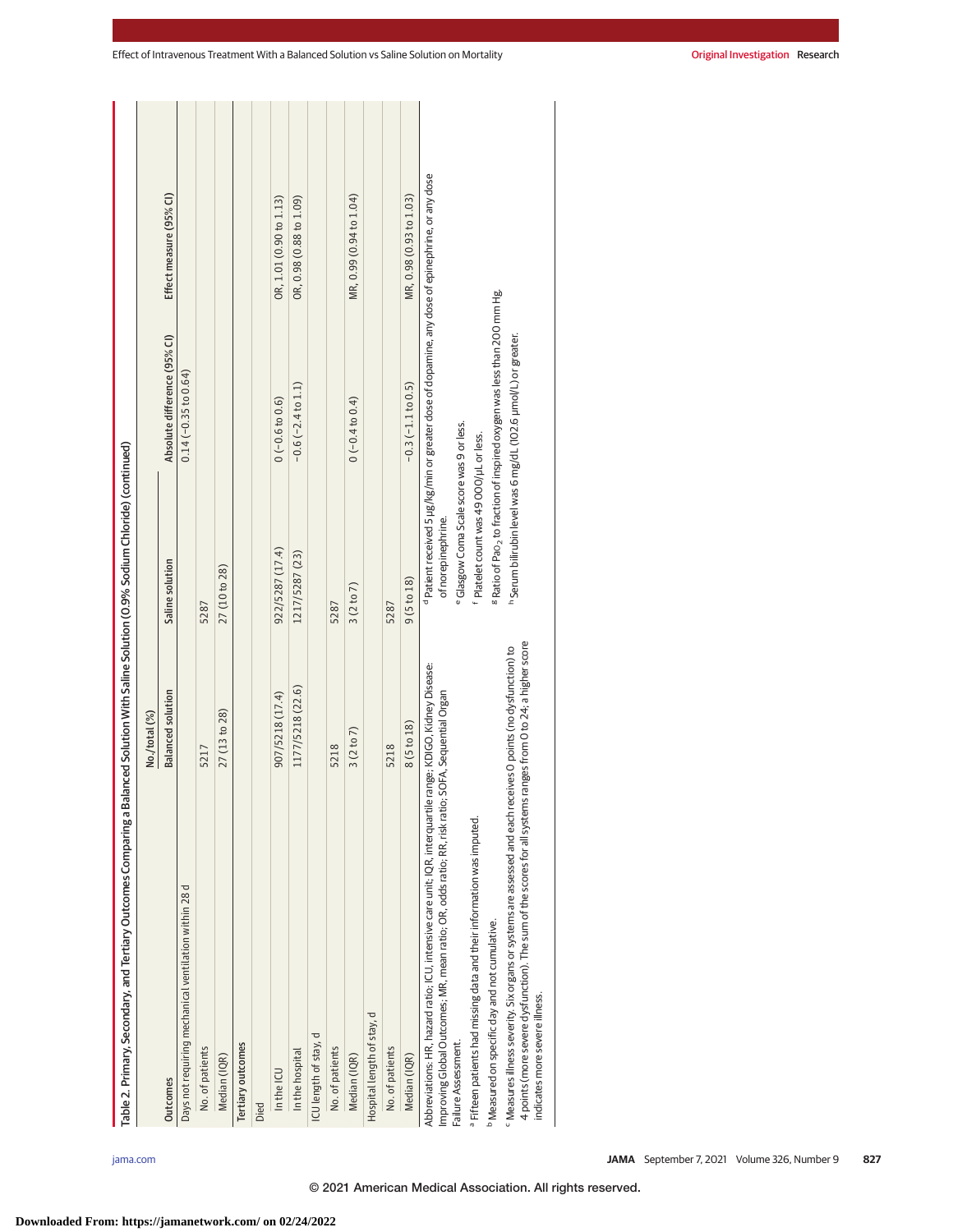Table 2. Primary, Secondary, and Tertiary Outcomes Comparing a Balanced Solution With Saline Solution (0.9% Sodium Chloride) (continued)

| Outcomes | No./total (%) | | Absolute difference (95% CI) | Effect measure (95% CI) |
|---|---|---|---|---|
| | Balanced solution | Saline solution | | |
| Days not requiring mechanical ventilation within 28 d | | | 0.14 (−0.35 to 0.64) | |
| No. of patients | 5217 | 5287 | | |
| Median (IQR) | 27 (13 to 28) | 27 (10 to 28) | | |
| **Tertiary outcomes** | | | | |
| Died | | | | |
| In the ICU | 907/5218 (17.4) | 922/5287 (17.4) | 0 (−0.6 to 0.6) | OR, 1.01 (0.90 to 1.13) |
| In the hospital | 1177/5218 (22.6) | 1217/5287 (23) | −0.6 (−2.4 to 1.1) | OR, 0.98 (0.88 to 1.09) |
| ICU length of stay, d | | | | |
| No. of patients | 5218 | 5287 | | |
| Median (IQR) | 3 (2 to 7) | 3 (2 to 7) | 0 (−0.4 to 0.4) | MR, 0.99 (0.94 to 1.04) |
| Hospital length of stay, d | | | | |
| No. of patients | 5218 | 5287 | | |
| Median (IQR) | 8 (5 to 18) | 9 (5 to 18) | −0.3 (−1.1 to 0.5) | MR, 0.98 (0.93 to 1.03) |

Abbreviations: HR, hazard ratio; ICU, intensive care unit; IQR, interquartile range; KDIGO, Kidney Disease: Improving Global Outcomes; MR, mean ratio; OR, odds ratio; RR, risk ratio; SOFA, Sequential Organ Failure Assessment.

[a] Fifteen patients had missing data and their information was imputed.

[b] Measured on specific day and not cumulative.

[c] Measures illness severity. Six organs or systems are assessed and each receives 0 points (no dysfunction) to 4 points (more severe dysfunction). The sum of the scores for all systems ranges from 0 to 24; a higher score indicates more severe illness.

[d] Patient received 5 μg/kg/min or greater dose of dopamine, any dose of epinephrine, or any dose of norepinephrine.

[e] Glasgow Coma Scale score was 9 or less.

[f] Platelet count was 49 000/μL or less.

[g] Ratio of $Pao_2$ to fraction of inspired oxygen was less than 200 mm Hg.

[h] Serum bilirubin level was 6 mg/dL (102.6 μmol/L) or greater.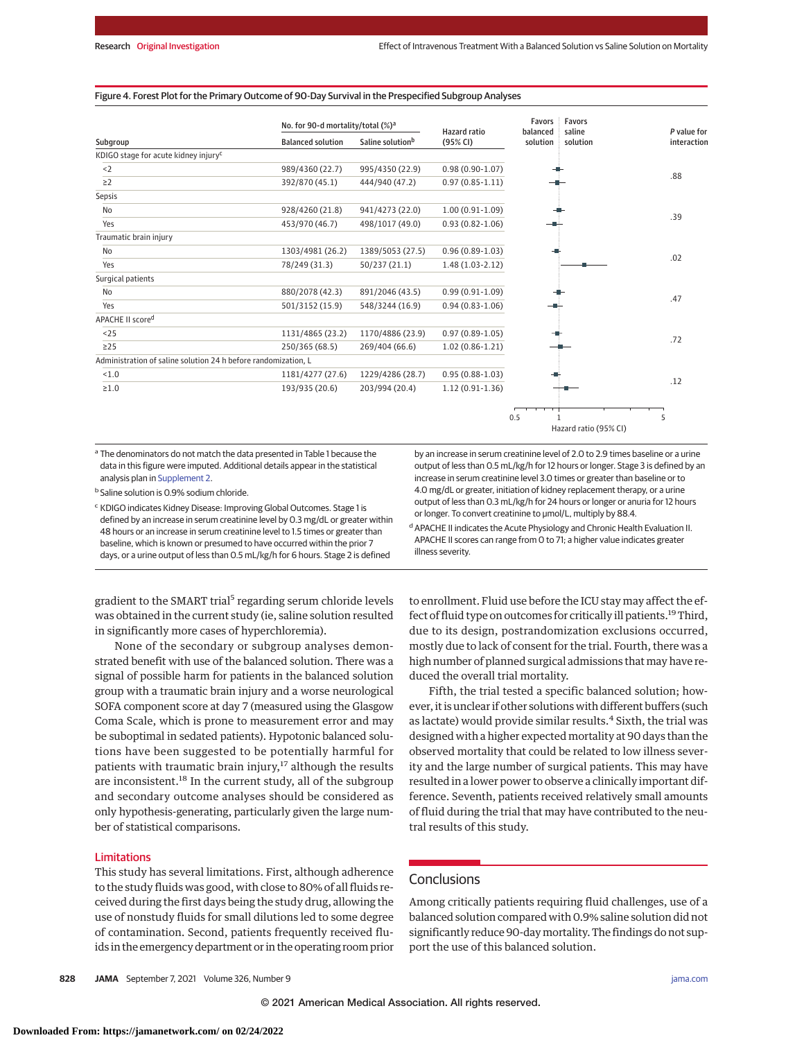Figure 4. Forest Plot for the Primary Outcome of 90-Day Survival in the Prespecified Subgroup Analyses

| Subgroup | No. for 90-d mortality/total (%)[a] Balanced solution | Saline solution[b] | Hazard ratio (95% CI) | P value for interaction |
|---|---|---|---|---|
| KDIGO stage for acute kidney injury[c] | | | | |
| <2 | 989/4360 (22.7) | 995/4350 (22.9) | 0.98 (0.90-1.07) | .88 |
| ≥2 | 392/870 (45.1) | 444/940 (47.2) | 0.97 (0.85-1.11) | |
| Sepsis | | | | |
| No | 928/4260 (21.8) | 941/4273 (22.0) | 1.00 (0.91-1.09) | .39 |
| Yes | 453/970 (46.7) | 498/1017 (49.0) | 0.93 (0.82-1.06) | |
| Traumatic brain injury | | | | |
| No | 1303/4981 (26.2) | 1389/5053 (27.5) | 0.96 (0.89-1.03) | .02 |
| Yes | 78/249 (31.3) | 50/237 (21.1) | 1.48 (1.03-2.12) | |
| Surgical patients | | | | |
| No | 880/2078 (42.3) | 891/2046 (43.5) | 0.99 (0.91-1.09) | .47 |
| Yes | 501/3152 (15.9) | 548/3244 (16.9) | 0.94 (0.83-1.06) | |
| APACHE II score[d] | | | | |
| <25 | 1131/4865 (23.2) | 1170/4886 (23.9) | 0.97 (0.89-1.05) | .72 |
| ≥25 | 250/365 (68.5) | 269/404 (66.6) | 1.02 (0.86-1.21) | |
| Administration of saline solution 24 h before randomization, L | | | | |
| <1.0 | 1181/4277 (27.6) | 1229/4286 (28.7) | 0.95 (0.88-1.03) | .12 |
| ≥1.0 | 193/935 (20.6) | 203/994 (20.4) | 1.12 (0.91-1.36) | |

Favors balanced solution | Favors saline solution; Hazard ratio (95% CI) axis: 0.5, 1, 5

[a] The denominators do not match the data presented in Table 1 because the data in this figure were imputed. Additional details appear in the statistical analysis plan in Supplement 2.

[b] Saline solution is 0.9% sodium chloride.

[c] KDIGO indicates Kidney Disease: Improving Global Outcomes. Stage 1 is defined by an increase in serum creatinine level by 0.3 mg/dL or greater within 48 hours or an increase in serum creatinine level to 1.5 times or greater than baseline, which is known or presumed to have occurred within the prior 7 days, or a urine output of less than 0.5 mL/kg/h for 6 hours. Stage 2 is defined by an increase in serum creatinine level of 2.0 to 2.9 times baseline or a urine output of less than 0.5 mL/kg/h for 12 hours or longer. Stage 3 is defined by an increase in serum creatinine level 3.0 times or greater than baseline or to 4.0 mg/dL or greater, initiation of kidney replacement therapy, or a urine output of less than 0.3 mL/kg/h for 24 hours or longer or anuria for 12 hours or longer. To convert creatinine to μmol/L, multiply by 88.4.

[d] APACHE II indicates the Acute Physiology and Chronic Health Evaluation II. APACHE II scores can range from 0 to 71; a higher value indicates greater illness severity.

gradient to the SMART trial[5] regarding serum chloride levels was obtained in the current study (ie, saline solution resulted in significantly more cases of hyperchloremia).

None of the secondary or subgroup analyses demonstrated benefit with use of the balanced solution. There was a signal of possible harm for patients in the balanced solution group with a traumatic brain injury and a worse neurological SOFA component score at day 7 (measured using the Glasgow Coma Scale, which is prone to measurement error and may be suboptimal in sedated patients). Hypotonic balanced solutions have been suggested to be potentially harmful for patients with traumatic brain injury,[17] although the results are inconsistent.[18] In the current study, all of the subgroup and secondary outcome analyses should be considered as only hypothesis-generating, particularly given the large number of statistical comparisons.

## Limitations

This study has several limitations. First, although adherence to the study fluids was good, with close to 80% of all fluids received during the first days being the study drug, allowing the use of nonstudy fluids for small dilutions led to some degree of contamination. Second, patients frequently received fluids in the emergency department or in the operating room prior to enrollment. Fluid use before the ICU stay may affect the effect of fluid type on outcomes for critically ill patients.[19] Third, due to its design, postrandomization exclusions occurred, mostly due to lack of consent for the trial. Fourth, there was a high number of planned surgical admissions that may have reduced the overall trial mortality.

Fifth, the trial tested a specific balanced solution; however, it is unclear if other solutions with different buffers (such as lactate) would provide similar results.[4] Sixth, the trial was designed with a higher expected mortality at 90 days than the observed mortality that could be related to low illness severity and the large number of surgical patients. This may have resulted in a lower power to observe a clinically important difference. Seventh, patients received relatively small amounts of fluid during the trial that may have contributed to the neutral results of this study.

## Conclusions

Among critically patients requiring fluid challenges, use of a balanced solution compared with 0.9% saline solution did not significantly reduce 90-day mortality. The findings do not support the use of this balanced solution.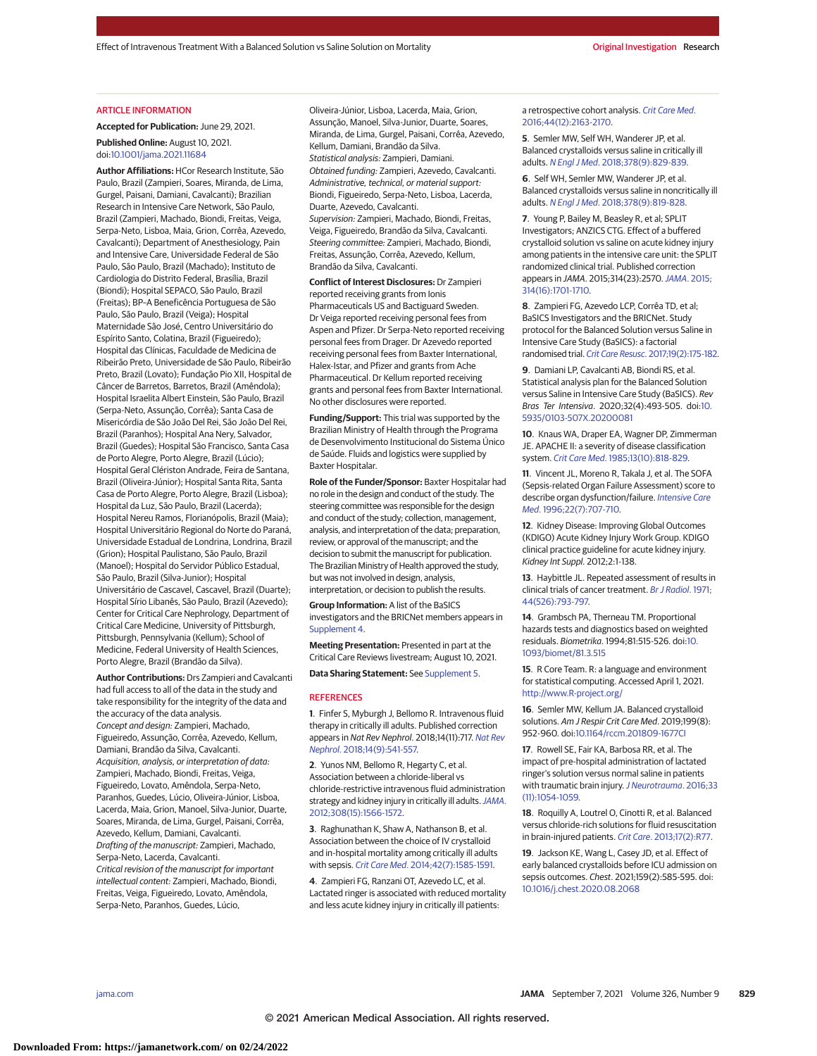## ARTICLE INFORMATION

**Accepted for Publication:** June 29, 2021.

**Published Online:** August 10, 2021. doi:10.1001/jama.2021.11684

**Author Affiliations:** HCor Research Institute, São Paulo, Brazil (Zampieri, Soares, Miranda, de Lima, Gurgel, Paisani, Damiani, Cavalcanti); Brazilian Research in Intensive Care Network, São Paulo, Brazil (Zampieri, Machado, Biondi, Freitas, Veiga, Serpa-Neto, Lisboa, Maia, Grion, Corrêa, Azevedo, Cavalcanti); Department of Anesthesiology, Pain and Intensive Care, Universidade Federal de São Paulo, São Paulo, Brazil (Machado); Instituto de Cardiologia do Distrito Federal, Brasília, Brazil (Biondi); Hospital SEPACO, São Paulo, Brazil (Freitas); BP–A Beneficência Portuguesa de São Paulo, São Paulo, Brazil (Veiga); Hospital Maternidade São José, Centro Universitário do Espírito Santo, Colatina, Brazil (Figueiredo); Hospital das Clínicas, Faculdade de Medicina de Ribeirão Preto, Universidade de São Paulo, Ribeirão Preto, Brazil (Lovato); Fundação Pio XII, Hospital de Câncer de Barretos, Barretos, Brazil (Amêndola); Hospital Israelita Albert Einstein, São Paulo, Brazil (Serpa-Neto, Assunção, Corrêa); Santa Casa de Misericórdia de São João Del Rei, São João Del Rei, Brazil (Paranhos); Hospital Ana Nery, Salvador, Brazil (Guedes); Hospital São Francisco, Santa Casa de Porto Alegre, Porto Alegre, Brazil (Lúcio); Hospital Geral Clériston Andrade, Feira de Santana, Brazil (Oliveira-Júnior); Hospital Santa Rita, Santa Casa de Porto Alegre, Porto Alegre, Brazil (Lisboa); Hospital da Luz, São Paulo, Brazil (Lacerda); Hospital Nereu Ramos, Florianópolis, Brazil (Maia); Hospital Universitário Regional do Norte do Paraná, Universidade Estadual de Londrina, Londrina, Brazil (Grion); Hospital Paulistano, São Paulo, Brazil (Manoel); Hospital do Servidor Público Estadual, São Paulo, Brazil (Silva-Junior); Hospital Universitário de Cascavel, Cascavel, Brazil (Duarte); Hospital Sírio Libanês, São Paulo, Brazil (Azevedo); Center for Critical Care Nephrology, Department of Critical Care Medicine, University of Pittsburgh, Pittsburgh, Pennsylvania (Kellum); School of Medicine, Federal University of Health Sciences, Porto Alegre, Brazil (Brandão da Silva).

**Author Contributions:** Drs Zampieri and Cavalcanti had full access to all of the data in the study and take responsibility for the integrity of the data and the accuracy of the data analysis.
*Concept and design:* Zampieri, Machado, Figueiredo, Assunção, Corrêa, Azevedo, Kellum, Damiani, Brandão da Silva, Cavalcanti.
*Acquisition, analysis, or interpretation of data:* Zampieri, Machado, Biondi, Freitas, Veiga, Figueiredo, Lovato, Amêndola, Serpa-Neto, Paranhos, Guedes, Lúcio, Oliveira-Júnior, Lisboa, Lacerda, Maia, Grion, Manoel, Silva-Junior, Duarte, Soares, Miranda, de Lima, Gurgel, Paisani, Corrêa, Azevedo, Kellum, Damiani, Cavalcanti.
*Drafting of the manuscript:* Zampieri, Machado, Serpa-Neto, Lacerda, Cavalcanti.
*Critical revision of the manuscript for important intellectual content:* Zampieri, Machado, Biondi, Freitas, Veiga, Figueiredo, Lovato, Amêndola, Serpa-Neto, Paranhos, Guedes, Lúcio, Oliveira-Júnior, Lisboa, Lacerda, Maia, Grion, Assunção, Manoel, Silva-Junior, Duarte, Soares, Miranda, de Lima, Gurgel, Paisani, Corrêa, Azevedo, Kellum, Damiani, Brandão da Silva.
*Statistical analysis:* Zampieri, Damiani.
*Obtained funding:* Zampieri, Azevedo, Cavalcanti.
*Administrative, technical, or material support:* Biondi, Figueiredo, Serpa-Neto, Lisboa, Lacerda, Duarte, Azevedo, Cavalcanti.
*Supervision:* Zampieri, Machado, Biondi, Freitas, Veiga, Figueiredo, Brandão da Silva, Cavalcanti.
*Steering committee:* Zampieri, Machado, Biondi, Freitas, Assunção, Corrêa, Azevedo, Kellum, Brandão da Silva, Cavalcanti.

**Conflict of Interest Disclosures:** Dr Zampieri reported receiving grants from Ionis Pharmaceuticals US and Bactiguard Sweden. Dr Veiga reported receiving personal fees from Aspen and Pfizer. Dr Serpa-Neto reported receiving personal fees from Drager. Dr Azevedo reported receiving personal fees from Baxter International, Halex-Istar, and Pfizer and grants from Ache Pharmaceutical. Dr Kellum reported receiving grants and personal fees from Baxter International. No other disclosures were reported.

**Funding/Support:** This trial was supported by the Brazilian Ministry of Health through the Programa de Desenvolvimento Institucional do Sistema Único de Saúde. Fluids and logistics were supplied by Baxter Hospitalar.

**Role of the Funder/Sponsor:** Baxter Hospitalar had no role in the design and conduct of the study. The steering committee was responsible for the design and conduct of the study; collection, management, analysis, and interpretation of the data; preparation, review, or approval of the manuscript; and the decision to submit the manuscript for publication. The Brazilian Ministry of Health approved the study, but was not involved in design, analysis, interpretation, or decision to publish the results.

**Group Information:** A list of the BaSICS investigators and the BRICNet members appears in Supplement 4.

**Meeting Presentation:** Presented in part at the Critical Care Reviews livestream; August 10, 2021.

**Data Sharing Statement:** See Supplement 5.

## REFERENCES

1. Finfer S, Myburgh J, Bellomo R. Intravenous fluid therapy in critically ill adults. Published correction appears in *Nat Rev Nephrol*. 2018;14(11):717. *Nat Rev Nephrol*. 2018;14(9):541-557.
2. Yunos NM, Bellomo R, Hegarty C, et al. Association between a chloride-liberal vs chloride-restrictive intravenous fluid administration strategy and kidney injury in critically ill adults. *JAMA*. 2012;308(15):1566-1572.
3. Raghunathan K, Shaw A, Nathanson B, et al. Association between the choice of IV crystalloid and in-hospital mortality among critically ill adults with sepsis. *Crit Care Med*. 2014;42(7):1585-1591.
4. Zampieri FG, Ranzani OT, Azevedo LC, et al. Lactated ringer is associated with reduced mortality and less acute kidney injury in critically ill patients: a retrospective cohort analysis. *Crit Care Med*. 2016;44(12):2163-2170.
5. Semler MW, Self WH, Wanderer JP, et al. Balanced crystalloids versus saline in critically ill adults. *N Engl J Med*. 2018;378(9):829-839.
6. Self WH, Semler MW, Wanderer JP, et al. Balanced crystalloids versus saline in noncritically ill adults. *N Engl J Med*. 2018;378(9):819-828.
7. Young P, Bailey M, Beasley R, et al; SPLIT Investigators; ANZICS CTG. Effect of a buffered crystalloid solution vs saline on acute kidney injury among patients in the intensive care unit: the SPLIT randomized clinical trial. Published correction appears in *JAMA*. 2015;314(23):2570. *JAMA*. 2015;314(16):1701-1710.
8. Zampieri FG, Azevedo LCP, Corrêa TD, et al; BaSICS Investigators and the BRICNet. Study protocol for the Balanced Solution versus Saline in Intensive Care Study (BaSICS): a factorial randomised trial. *Crit Care Resusc*. 2017;19(2):175-182.
9. Damiani LP, Cavalcanti AB, Biondi RS, et al. Statistical analysis plan for the Balanced Solution versus Saline in Intensive Care Study (BaSICS). *Rev Bras Ter Intensiva*. 2020;32(4):493-505. doi:10.5935/0103-507X.20200081
10. Knaus WA, Draper EA, Wagner DP, Zimmerman JE. APACHE II: a severity of disease classification system. *Crit Care Med*. 1985;13(10):818-829.
11. Vincent JL, Moreno R, Takala J, et al. The SOFA (Sepsis-related Organ Failure Assessment) score to describe organ dysfunction/failure. *Intensive Care Med*. 1996;22(7):707-710.
12. Kidney Disease: Improving Global Outcomes (KDIGO) Acute Kidney Injury Work Group. KDIGO clinical practice guideline for acute kidney injury. *Kidney Int Suppl*. 2012;2:1-138.
13. Haybittle JL. Repeated assessment of results in clinical trials of cancer treatment. *Br J Radiol*. 1971;44(526):793-797.
14. Grambsch PA, Therneau TM. Proportional hazards tests and diagnostics based on weighted residuals. *Biometrika*. 1994;81:515-526. doi:10.1093/biomet/81.3.515
15. R Core Team. R: a language and environment for statistical computing. Accessed April 1, 2021. http://www.R-project.org/
16. Semler MW, Kellum JA. Balanced crystalloid solutions. *Am J Respir Crit Care Med*. 2019;199(8):952-960. doi:10.1164/rccm.201809-1677CI
17. Rowell SE, Fair KA, Barbosa RR, et al. The impact of pre-hospital administration of lactated ringer's solution versus normal saline in patients with traumatic brain injury. *J Neurotrauma*. 2016;33(11):1054-1059.
18. Roquilly A, Loutrel O, Cinotti R, et al. Balanced versus chloride-rich solutions for fluid resuscitation in brain-injured patients. *Crit Care*. 2013;17(2):R77.
19. Jackson KE, Wang L, Casey JD, et al. Effect of early balanced crystalloids before ICU admission on sepsis outcomes. *Chest*. 2021;159(2):585-595. doi:10.1016/j.chest.2020.08.2068